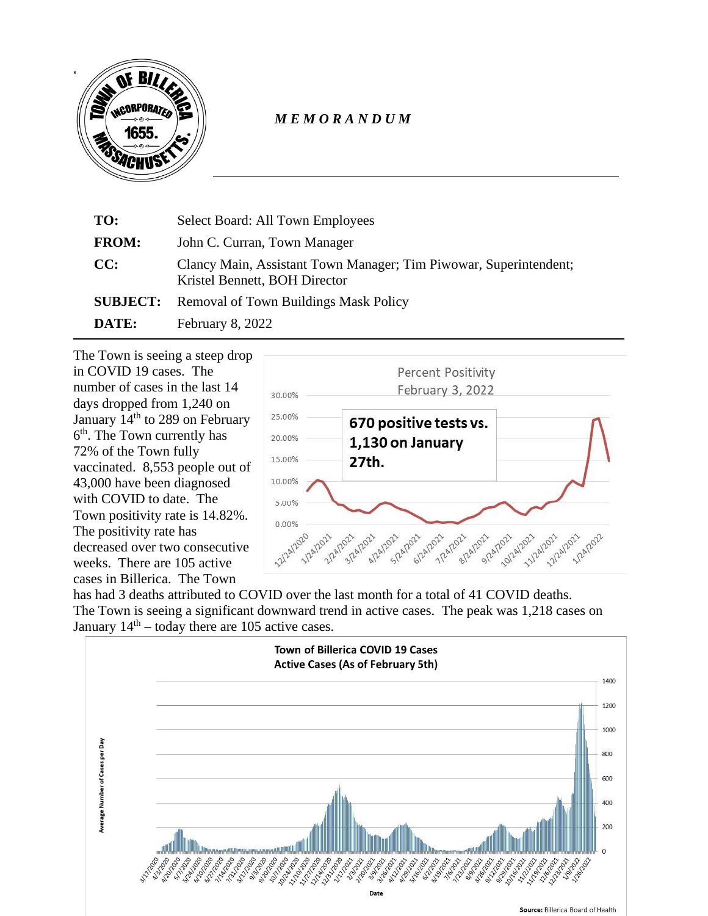*M E M O R A N D U M*

| | |
|---|---|
| **TO:** | Select Board: All Town Employees |
| **FROM:** | John C. Curran, Town Manager |
| **CC:** | Clancy Main, Assistant Town Manager; Tim Piwowar, Superintendent; Kristel Bennett, BOH Director |
| **SUBJECT:** | Removal of Town Buildings Mask Policy |
| **DATE:** | February 8, 2022 |

The Town is seeing a steep drop in COVID 19 cases. The number of cases in the last 14 days dropped from 1,240 on January 14th to 289 on February 6th. The Town currently has 72% of the Town fully vaccinated. 8,553 people out of 43,000 have been diagnosed with COVID to date. The Town positivity rate is 14.82%. The positivity rate has decreased over two consecutive weeks. There are 105 active cases in Billerica. The Town has had 3 deaths attributed to COVID over the last month for a total of 41 COVID deaths. The Town is seeing a significant downward trend in active cases. The peak was 1,218 cases on January 14th – today there are 105 active cases.

Percent Positivity
February 3, 2022

**670 positive tests vs. 1,130 on January 27th.**

**Town of Billerica COVID 19 Cases**
**Active Cases (As of February 5th)**

**Source:** Billerica Board of Health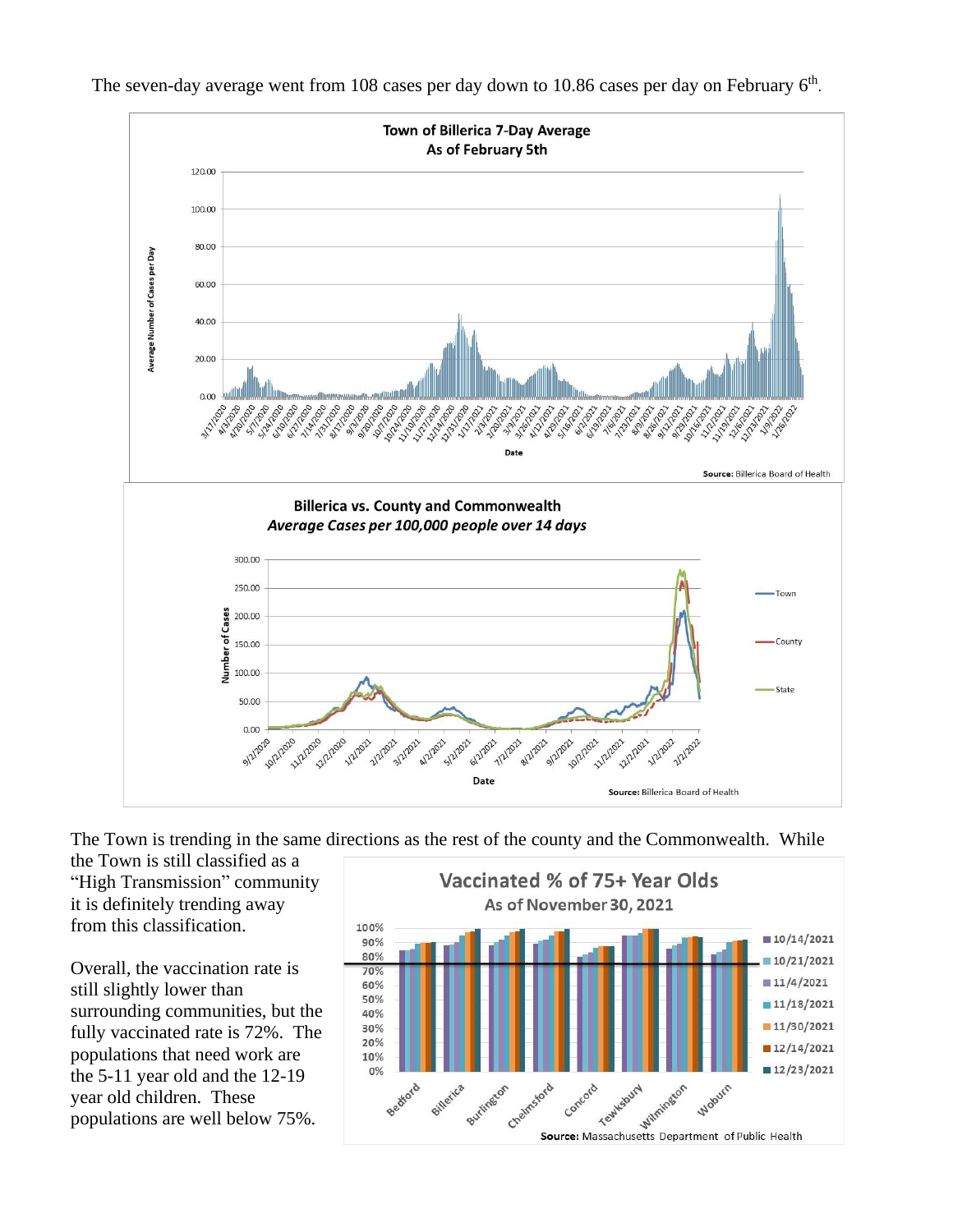The seven-day average went from 108 cases per day down to 10.86 cases per day on February 6th.

The Town is trending in the same directions as the rest of the county and the Commonwealth. While the Town is still classified as a "High Transmission" community it is definitely trending away from this classification.

Overall, the vaccination rate is still slightly lower than surrounding communities, but the fully vaccinated rate is 72%. The populations that need work are the 5-11 year old and the 12-19 year old children. These populations are well below 75%.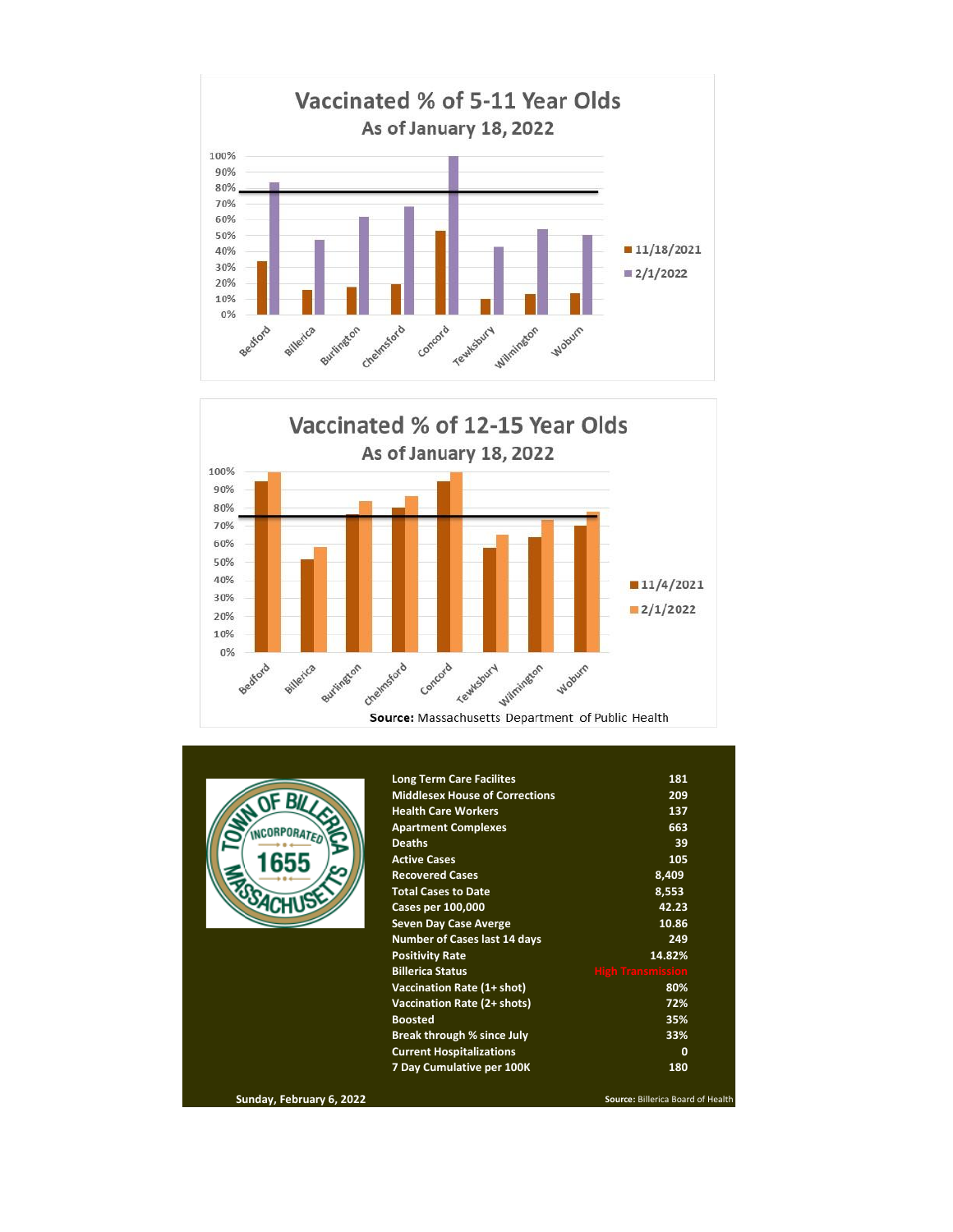## Vaccinated % of 5-11 Year Olds

### As of January 18, 2022

| Town | 11/18/2021 | 2/1/2022 |
|---|---|---|
| Bedford | | |
| Billerica | | |
| Burlington | | |
| Chelmsford | | |
| Concord | | |
| Tewksbury | | |
| Wilmington | | |
| Woburn | | |

## Vaccinated % of 12-15 Year Olds

### As of January 18, 2022

| Town | 11/4/2021 | 2/1/2022 |
|---|---|---|
| Bedford | | |
| Billerica | | |
| Burlington | | |
| Chelmsford | | |
| Concord | | |
| Tewksbury | | |
| Wilmington | | |
| Woburn | | |

**Source:** Massachusetts Department of Public Health

TOWN OF BILLERICA INCORPORATED 1655 MASSACHUSETTS

| | |
|---|---|
| **Long Term Care Facilites** | **181** |
| **Middlesex House of Corrections** | **209** |
| **Health Care Workers** | **137** |
| **Apartment Complexes** | **663** |
| **Deaths** | **39** |
| **Active Cases** | **105** |
| **Recovered Cases** | **8,409** |
| **Total Cases to Date** | **8,553** |
| **Cases per 100,000** | **42.23** |
| **Seven Day Case Averge** | **10.86** |
| **Number of Cases last 14 days** | **249** |
| **Positivity Rate** | **14.82%** |
| **Billerica Status** | **High Transmission** |
| **Vaccination Rate (1+ shot)** | **80%** |
| **Vaccination Rate (2+ shots)** | **72%** |
| **Boosted** | **35%** |
| **Break through % since July** | **33%** |
| **Current Hospitalizations** | **0** |
| **7 Day Cumulative per 100K** | **180** |

**Sunday, February 6, 2022**

**Source:** Billerica Board of Health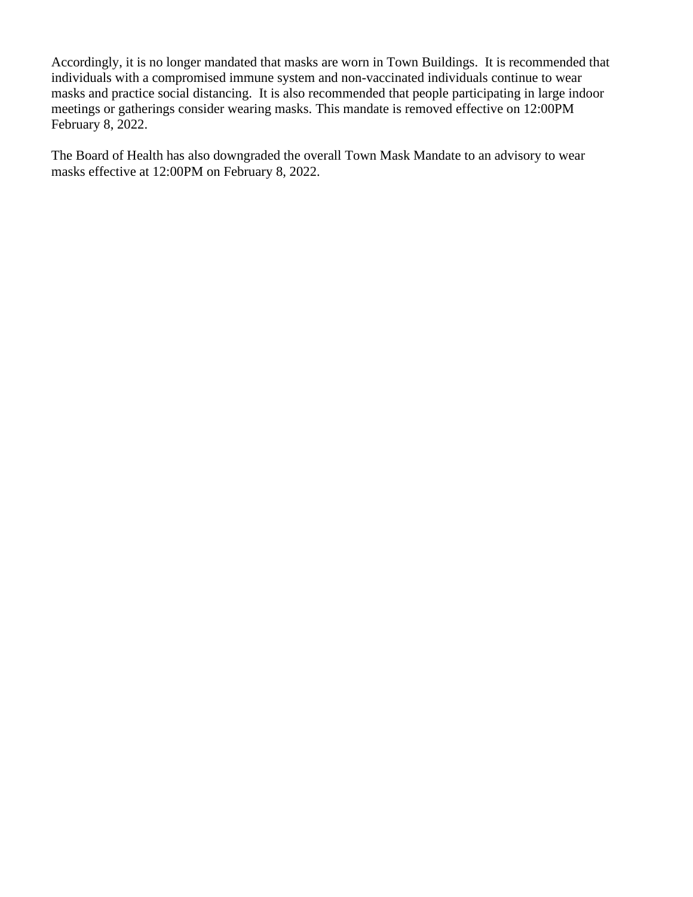Accordingly, it is no longer mandated that masks are worn in Town Buildings. It is recommended that individuals with a compromised immune system and non-vaccinated individuals continue to wear masks and practice social distancing. It is also recommended that people participating in large indoor meetings or gatherings consider wearing masks. This mandate is removed effective on 12:00PM February 8, 2022.

The Board of Health has also downgraded the overall Town Mask Mandate to an advisory to wear masks effective at 12:00PM on February 8, 2022.